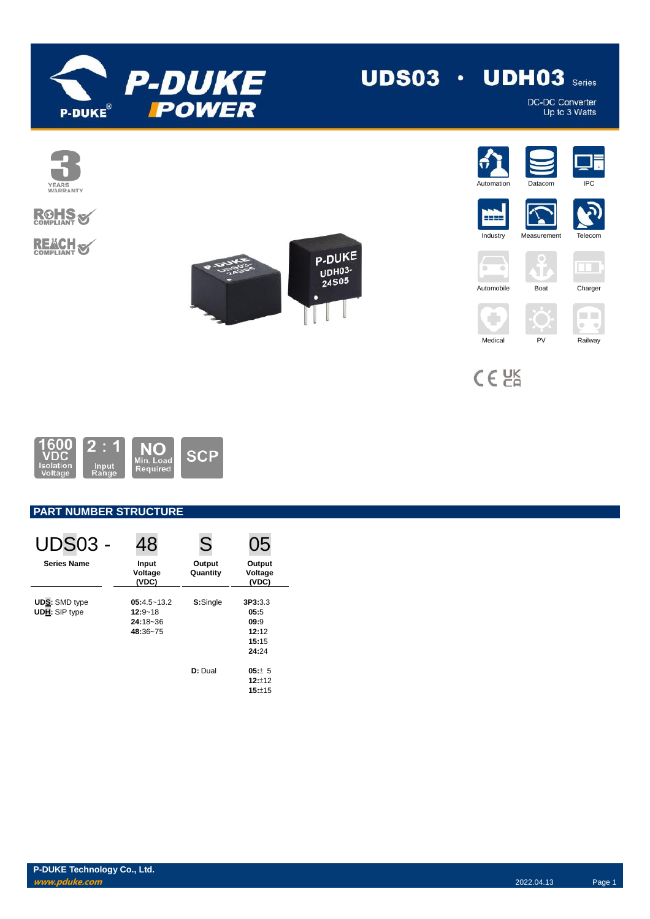# UDS03 · UDH03 Series

DC-DC Converter
Up to 3 Watts

3 YEARS WARRANTY

RoHS COMPLIANT

REACH COMPLIANT

Automation | Datacom | IPC | Industry | Measurement | Telecom | Automobile | Boat | Charger | Medical | PV | Railway

1600 VDC Isolation Voltage | 2 : 1 Input Range | NO Min. Load Required | SCP

## PART NUMBER STRUCTURE

| UDS03 - | 48 | S | 05 |
|---|---|---|---|
| **Series Name** | **Input Voltage (VDC)** | **Output Quantity** | **Output Voltage (VDC)** |
| **UDS**: SMD type<br>**UDH**: SIP type | **05**:4.5~13.2<br>**12**:9~18<br>**24**:18~36<br>**48**:36~75 | **S**:Single | **3P3**:3.3<br>**05**:5<br>**09**:9<br>**12**:12<br>**15**:15<br>**24**:24 |
| | | **D**: Dual | **05**:± 5<br>**12**:±12<br>**15**:±15 |

**P-DUKE Technology Co., Ltd.**
*www.pduke.com*

2022.04.13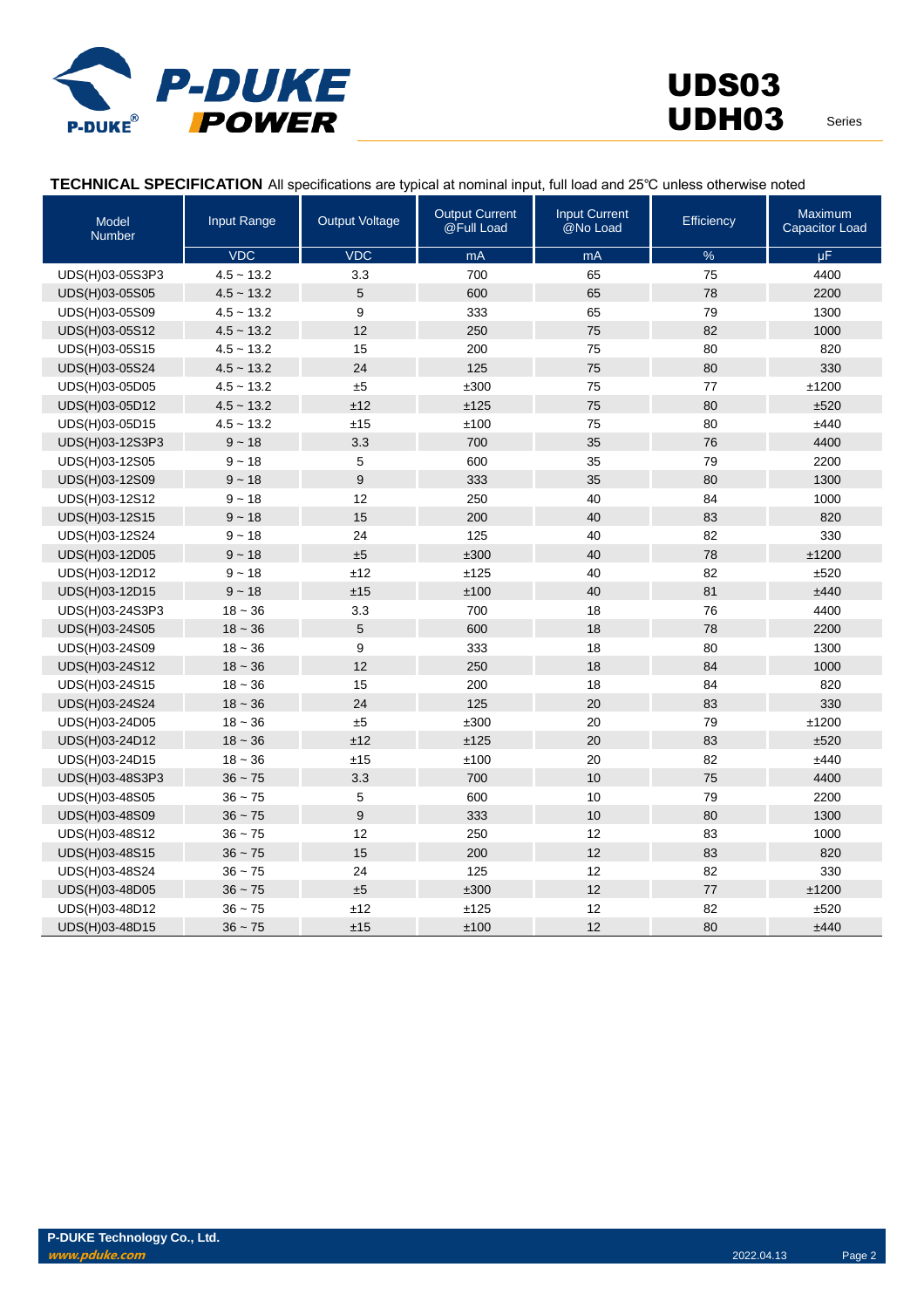**TECHNICAL SPECIFICATION** All specifications are typical at nominal input, full load and 25℃ unless otherwise noted

| Model Number | Input Range | Output Voltage | Output Current @Full Load | Input Current @No Load | Efficiency | Maximum Capacitor Load |
|---|---|---|---|---|---|---|
| | VDC | VDC | mA | mA | % | μF |
| UDS(H)03-05S3P3 | 4.5 ~ 13.2 | 3.3 | 700 | 65 | 75 | 4400 |
| UDS(H)03-05S05 | 4.5 ~ 13.2 | 5 | 600 | 65 | 78 | 2200 |
| UDS(H)03-05S09 | 4.5 ~ 13.2 | 9 | 333 | 65 | 79 | 1300 |
| UDS(H)03-05S12 | 4.5 ~ 13.2 | 12 | 250 | 75 | 82 | 1000 |
| UDS(H)03-05S15 | 4.5 ~ 13.2 | 15 | 200 | 75 | 80 | 820 |
| UDS(H)03-05S24 | 4.5 ~ 13.2 | 24 | 125 | 75 | 80 | 330 |
| UDS(H)03-05D05 | 4.5 ~ 13.2 | ±5 | ±300 | 75 | 77 | ±1200 |
| UDS(H)03-05D12 | 4.5 ~ 13.2 | ±12 | ±125 | 75 | 80 | ±520 |
| UDS(H)03-05D15 | 4.5 ~ 13.2 | ±15 | ±100 | 75 | 80 | ±440 |
| UDS(H)03-12S3P3 | 9 ~ 18 | 3.3 | 700 | 35 | 76 | 4400 |
| UDS(H)03-12S05 | 9 ~ 18 | 5 | 600 | 35 | 79 | 2200 |
| UDS(H)03-12S09 | 9 ~ 18 | 9 | 333 | 35 | 80 | 1300 |
| UDS(H)03-12S12 | 9 ~ 18 | 12 | 250 | 40 | 84 | 1000 |
| UDS(H)03-12S15 | 9 ~ 18 | 15 | 200 | 40 | 83 | 820 |
| UDS(H)03-12S24 | 9 ~ 18 | 24 | 125 | 40 | 82 | 330 |
| UDS(H)03-12D05 | 9 ~ 18 | ±5 | ±300 | 40 | 78 | ±1200 |
| UDS(H)03-12D12 | 9 ~ 18 | ±12 | ±125 | 40 | 82 | ±520 |
| UDS(H)03-12D15 | 9 ~ 18 | ±15 | ±100 | 40 | 81 | ±440 |
| UDS(H)03-24S3P3 | 18 ~ 36 | 3.3 | 700 | 18 | 76 | 4400 |
| UDS(H)03-24S05 | 18 ~ 36 | 5 | 600 | 18 | 78 | 2200 |
| UDS(H)03-24S09 | 18 ~ 36 | 9 | 333 | 18 | 80 | 1300 |
| UDS(H)03-24S12 | 18 ~ 36 | 12 | 250 | 18 | 84 | 1000 |
| UDS(H)03-24S15 | 18 ~ 36 | 15 | 200 | 18 | 84 | 820 |
| UDS(H)03-24S24 | 18 ~ 36 | 24 | 125 | 20 | 83 | 330 |
| UDS(H)03-24D05 | 18 ~ 36 | ±5 | ±300 | 20 | 79 | ±1200 |
| UDS(H)03-24D12 | 18 ~ 36 | ±12 | ±125 | 20 | 83 | ±520 |
| UDS(H)03-24D15 | 18 ~ 36 | ±15 | ±100 | 20 | 82 | ±440 |
| UDS(H)03-48S3P3 | 36 ~ 75 | 3.3 | 700 | 10 | 75 | 4400 |
| UDS(H)03-48S05 | 36 ~ 75 | 5 | 600 | 10 | 79 | 2200 |
| UDS(H)03-48S09 | 36 ~ 75 | 9 | 333 | 10 | 80 | 1300 |
| UDS(H)03-48S12 | 36 ~ 75 | 12 | 250 | 12 | 83 | 1000 |
| UDS(H)03-48S15 | 36 ~ 75 | 15 | 200 | 12 | 83 | 820 |
| UDS(H)03-48S24 | 36 ~ 75 | 24 | 125 | 12 | 82 | 330 |
| UDS(H)03-48D05 | 36 ~ 75 | ±5 | ±300 | 12 | 77 | ±1200 |
| UDS(H)03-48D12 | 36 ~ 75 | ±12 | ±125 | 12 | 82 | ±520 |
| UDS(H)03-48D15 | 36 ~ 75 | ±15 | ±100 | 12 | 80 | ±440 |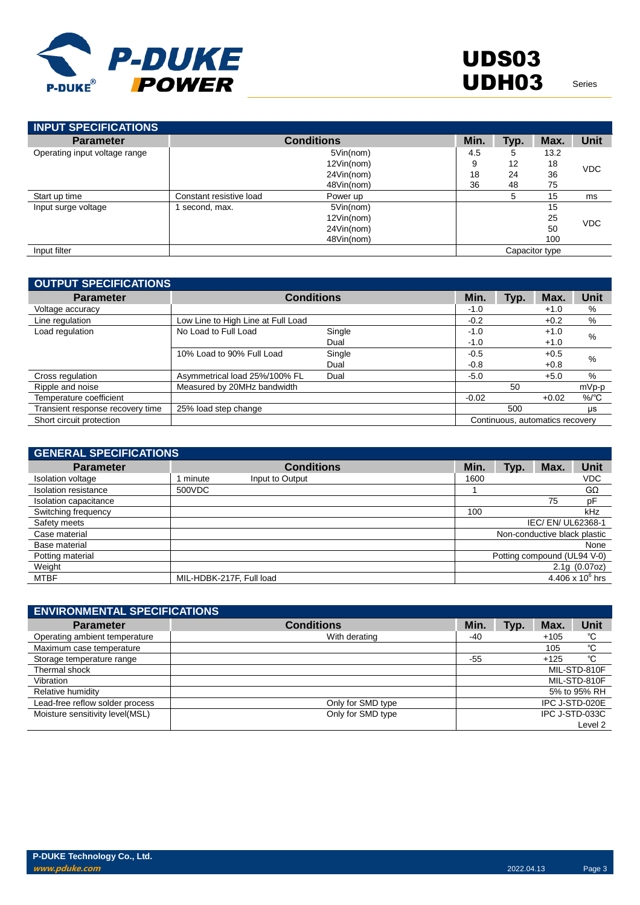## INPUT SPECIFICATIONS

| Parameter | Conditions | | Min. | Typ. | Max. | Unit |
|---|---|---|---|---|---|---|
| Operating input voltage range | | 5Vin(nom) | 4.5 | 5 | 13.2 | VDC |
| | | 12Vin(nom) | 9 | 12 | 18 | |
| | | 24Vin(nom) | 18 | 24 | 36 | |
| | | 48Vin(nom) | 36 | 48 | 75 | |
| Start up time | Constant resistive load | Power up | | 5 | 15 | ms |
| Input surge voltage | 1 second, max. | 5Vin(nom) | | | 15 | VDC |
| | | 12Vin(nom) | | | 25 | |
| | | 24Vin(nom) | | | 50 | |
| | | 48Vin(nom) | | | 100 | |
| Input filter | | | Capacitor type | | | |

## OUTPUT SPECIFICATIONS

| Parameter | Conditions | | Min. | Typ. | Max. | Unit |
|---|---|---|---|---|---|---|
| Voltage accuracy | | | -1.0 | | +1.0 | % |
| Line regulation | Low Line to High Line at Full Load | | -0.2 | | +0.2 | % |
| Load regulation | No Load to Full Load | Single | -1.0 | | +1.0 | % |
| | | Dual | -1.0 | | +1.0 | |
| | 10% Load to 90% Full Load | Single | -0.5 | | +0.5 | % |
| | | Dual | -0.8 | | +0.8 | |
| Cross regulation | Asymmetrical load 25%/100% FL | Dual | -5.0 | | +5.0 | % |
| Ripple and noise | Measured by 20MHz bandwidth | | | 50 | | mVp-p |
| Temperature coefficient | | | -0.02 | | +0.02 | %/℃ |
| Transient response recovery time | 25% load step change | | | 500 | | μs |
| Short circuit protection | | | Continuous, automatics recovery | | | |

## GENERAL SPECIFICATIONS

| Parameter | Conditions | | Min. | Typ. | Max. | Unit |
|---|---|---|---|---|---|---|
| Isolation voltage | 1 minute | Input to Output | 1600 | | | VDC |
| Isolation resistance | 500VDC | | 1 | | | GΩ |
| Isolation capacitance | | | | | 75 | pF |
| Switching frequency | | | 100 | | | kHz |
| Safety meets | | | IEC/ EN/ UL62368-1 | | | |
| Case material | | | Non-conductive black plastic | | | |
| Base material | | | None | | | |
| Potting material | | | Potting compound (UL94 V-0) | | | |
| Weight | | | 2.1g (0.07oz) | | | |
| MTBF | MIL-HDBK-217F, Full load | | $4.406 \times 10^6$ hrs | | | |

## ENVIRONMENTAL SPECIFICATIONS

| Parameter | Conditions | Min. | Typ. | Max. | Unit |
|---|---|---|---|---|---|
| Operating ambient temperature | With derating | -40 | | +105 | ℃ |
| Maximum case temperature | | | | 105 | ℃ |
| Storage temperature range | | -55 | | +125 | ℃ |
| Thermal shock | | MIL-STD-810F | | | |
| Vibration | | MIL-STD-810F | | | |
| Relative humidity | | 5% to 95% RH | | | |
| Lead-free reflow solder process | Only for SMD type | IPC J-STD-020E | | | |
| Moisture sensitivity level(MSL) | Only for SMD type | IPC J-STD-033C Level 2 | | | |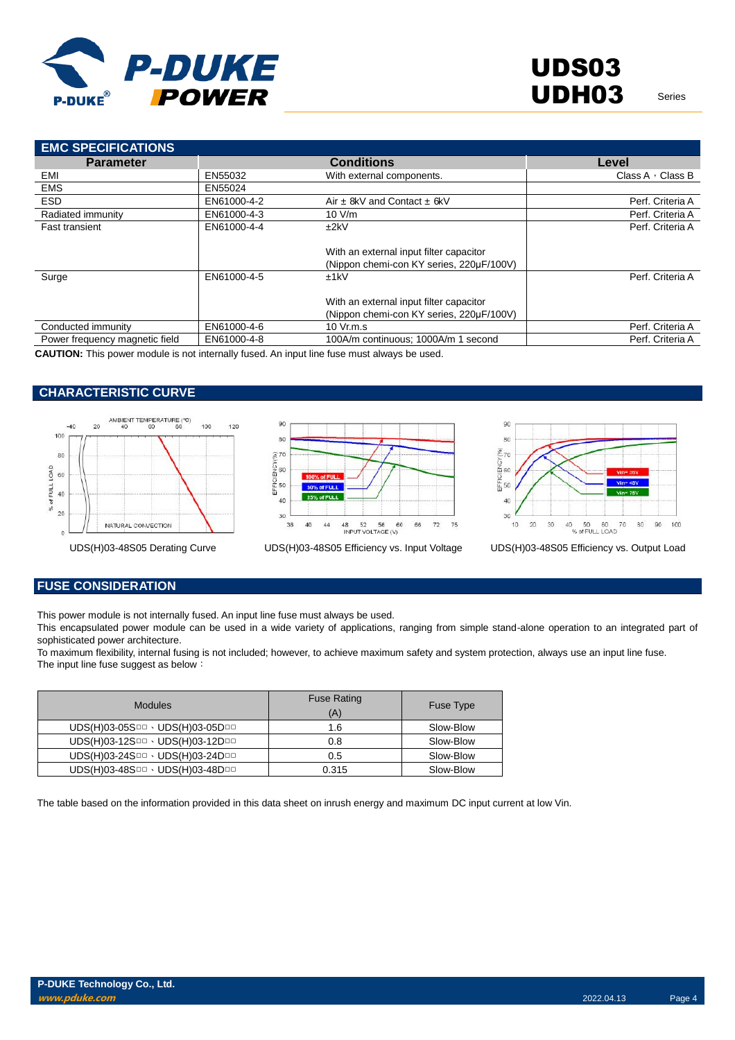## EMC SPECIFICATIONS

| Parameter | | Conditions | Level |
|---|---|---|---|
| EMI | EN55032 | With external components. | Class A，Class B |
| EMS | EN55024 | | |
| ESD | EN61000-4-2 | Air ± 8kV and Contact ± 6kV | Perf. Criteria A |
| Radiated immunity | EN61000-4-3 | 10 V/m | Perf. Criteria A |
| Fast transient | EN61000-4-4 | ±2kV<br><br>With an external input filter capacitor (Nippon chemi-con KY series, 220μF/100V) | Perf. Criteria A |
| Surge | EN61000-4-5 | ±1kV<br><br>With an external input filter capacitor (Nippon chemi-con KY series, 220μF/100V) | Perf. Criteria A |
| Conducted immunity | EN61000-4-6 | 10 Vr.m.s | Perf. Criteria A |
| Power frequency magnetic field | EN61000-4-8 | 100A/m continuous; 1000A/m 1 second | Perf. Criteria A |

**CAUTION:** This power module is not internally fused. An input line fuse must always be used.

## CHARACTERISTIC CURVE

UDS(H)03-48S05 Derating Curve

UDS(H)03-48S05 Efficiency vs. Input Voltage

UDS(H)03-48S05 Efficiency vs. Output Load

## FUSE CONSIDERATION

This power module is not internally fused. An input line fuse must always be used.
This encapsulated power module can be used in a wide variety of applications, ranging from simple stand-alone operation to an integrated part of sophisticated power architecture.
To maximum flexibility, internal fusing is not included; however, to achieve maximum safety and system protection, always use an input line fuse.
The input line fuse suggest as below：

| Modules | Fuse Rating (A) | Fuse Type |
|---|---|---|
| UDS(H)03-05S□□、UDS(H)03-05D□□ | 1.6 | Slow-Blow |
| UDS(H)03-12S□□、UDS(H)03-12D□□ | 0.8 | Slow-Blow |
| UDS(H)03-24S□□、UDS(H)03-24D□□ | 0.5 | Slow-Blow |
| UDS(H)03-48S□□、UDS(H)03-48D□□ | 0.315 | Slow-Blow |

The table based on the information provided in this data sheet on inrush energy and maximum DC input current at low Vin.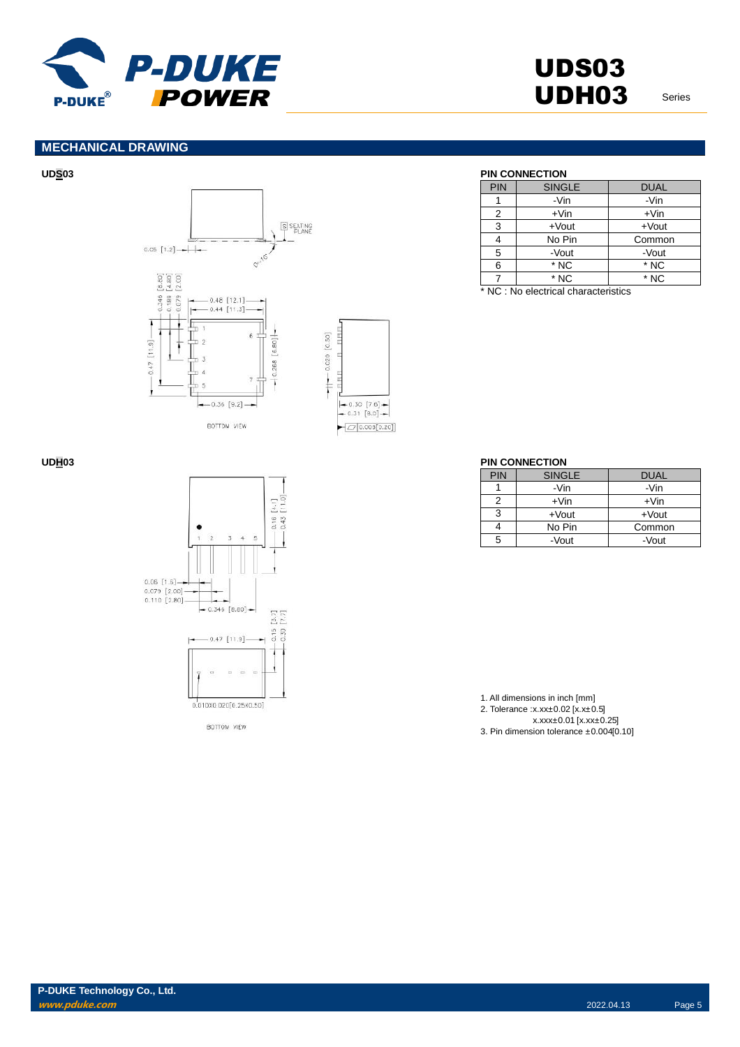## MECHANICAL DRAWING

**UDS03**

**PIN CONNECTION**

| PIN | SINGLE | DUAL |
|---|---|---|
| 1 | -Vin | -Vin |
| 2 | +Vin | +Vin |
| 3 | +Vout | +Vout |
| 4 | No Pin | Common |
| 5 | -Vout | -Vout |
| 6 | * NC | * NC |
| 7 | * NC | * NC |

* NC : No electrical characteristics

**UDH03**

**PIN CONNECTION**

| PIN | SINGLE | DUAL |
|---|---|---|
| 1 | -Vin | -Vin |
| 2 | +Vin | +Vin |
| 3 | +Vout | +Vout |
| 4 | No Pin | Common |
| 5 | -Vout | -Vout |

1. All dimensions in inch [mm]
2. Tolerance :x.xx±0.02 [x.x±0.5]
   x.xxx±0.01 [x.xx±0.25]
3. Pin dimension tolerance ±0.004[0.10]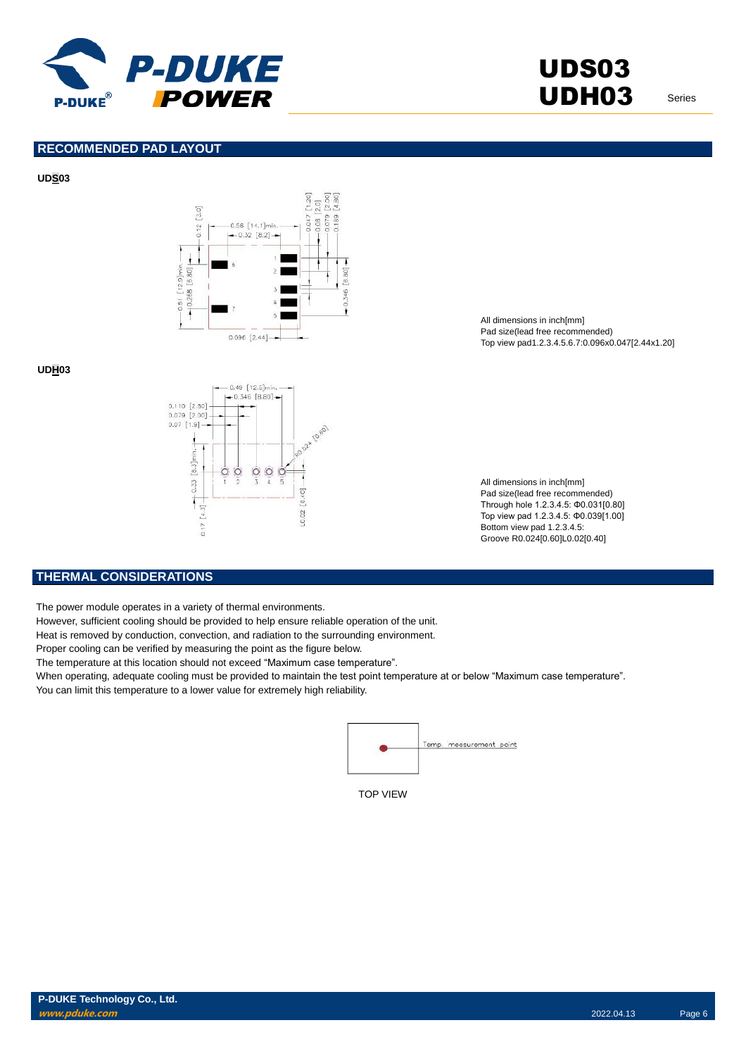## RECOMMENDED PAD LAYOUT

**UDS03**

All dimensions in inch[mm]
Pad size(lead free recommended)
Top view pad1.2.3.4.5.6.7:0.096x0.047[2.44x1.20]

**UDH03**

All dimensions in inch[mm]
Pad size(lead free recommended)
Through hole 1.2.3.4.5: Φ0.031[0.80]
Top view pad 1.2.3.4.5: Φ0.039[1.00]
Bottom view pad 1.2.3.4.5:
Groove R0.024[0.60]L0.02[0.40]

## THERMAL CONSIDERATIONS

The power module operates in a variety of thermal environments.
However, sufficient cooling should be provided to help ensure reliable operation of the unit.
Heat is removed by conduction, convection, and radiation to the surrounding environment.
Proper cooling can be verified by measuring the point as the figure below.
The temperature at this location should not exceed "Maximum case temperature".
When operating, adequate cooling must be provided to maintain the test point temperature at or below "Maximum case temperature".
You can limit this temperature to a lower value for extremely high reliability.

Temp. measurement point

TOP VIEW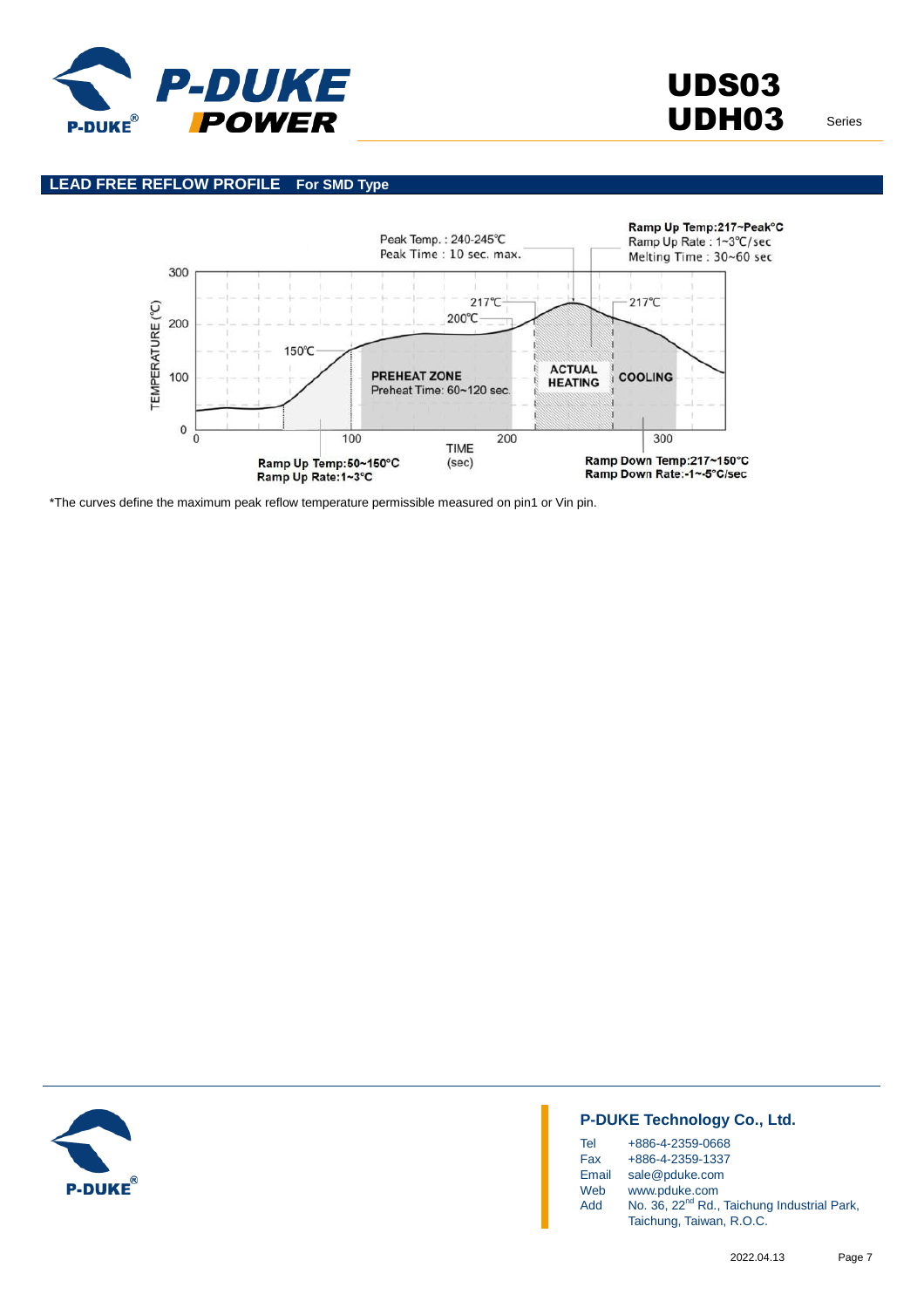## LEAD FREE REFLOW PROFILE For SMD Type

Peak Temp. : 240-245℃
Peak Time : 10 sec. max.

Ramp Up Temp:217~Peak°C
Ramp Up Rate : 1~3℃/sec
Melting Time : 30~60 sec

300
200
100
0
TEMPERATURE (℃)

217℃
200℃
150℃
217℃

PREHEAT ZONE
Preheat Time: 60~120 sec.

ACTUAL HEATING

COOLING

0
100
200
300
TIME (sec)

Ramp Up Temp:50~150°C
Ramp Up Rate:1~3°C

Ramp Down Temp:217~150°C
Ramp Down Rate:-1~-5°C/sec

*The curves define the maximum peak reflow temperature permissible measured on pin1 or Vin pin.

**P-DUKE Technology Co., Ltd.**

Tel +886-4-2359-0668
Fax +886-4-2359-1337
Email sale@pduke.com
Web www.pduke.com
Add No. 36, 22nd Rd., Taichung Industrial Park, Taichung, Taiwan, R.O.C.

2022.04.13